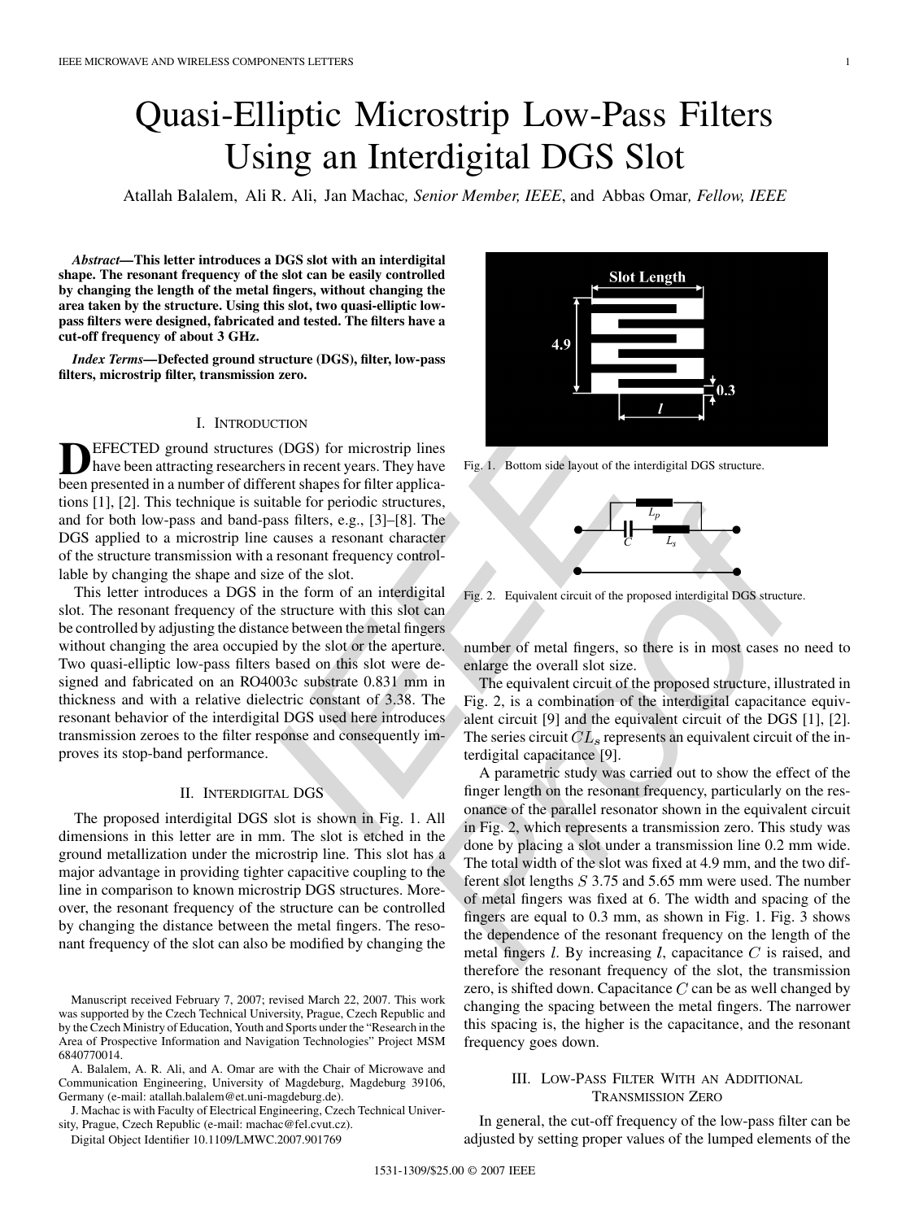# Quasi-Elliptic Microstrip Low-Pass Filters Using an Interdigital DGS Slot

Atallah Balalem, Ali R. Ali, Jan Machac, *Senior Member, IEEE*, and Abbas Omar, *Fellow, IEEE*

***Abstract*—This letter introduces a DGS slot with an interdigital shape. The resonant frequency of the slot can be easily controlled by changing the length of the metal fingers, without changing the area taken by the structure. Using this slot, two quasi-elliptic low-pass filters were designed, fabricated and tested. The filters have a cut-off frequency of about 3 GHz.**

***Index Terms*—Defected ground structure (DGS), filter, low-pass filters, microstrip filter, transmission zero.**

## I. Introduction

DEFECTED ground structures (DGS) for microstrip lines have been attracting researchers in recent years. They have been presented in a number of different shapes for filter applications [1], [2]. This technique is suitable for periodic structures, and for both low-pass and band-pass filters, e.g., [3]–[8]. The DGS applied to a microstrip line causes a resonant character of the structure transmission with a resonant frequency controllable by changing the shape and size of the slot.

This letter introduces a DGS in the form of an interdigital slot. The resonant frequency of the structure with this slot can be controlled by adjusting the distance between the metal fingers without changing the area occupied by the slot or the aperture. Two quasi-elliptic low-pass filters based on this slot were designed and fabricated on an RO4003c substrate 0.831 mm in thickness and with a relative dielectric constant of 3.38. The resonant behavior of the interdigital DGS used here introduces transmission zeroes to the filter response and consequently improves its stop-band performance.

## II. Interdigital DGS

The proposed interdigital DGS slot is shown in Fig. 1. All dimensions in this letter are in mm. The slot is etched in the ground metallization under the microstrip line. This slot has a major advantage in providing tighter capacitive coupling to the line in comparison to known microstrip DGS structures. Moreover, the resonant frequency of the structure can be controlled by changing the distance between the metal fingers. The resonant frequency of the slot can also be modified by changing the number of metal fingers, so there is in most cases no need to enlarge the overall slot size.

Fig. 1. Bottom side layout of the interdigital DGS structure.

Fig. 2. Equivalent circuit of the proposed interdigital DGS structure.

The equivalent circuit of the proposed structure, illustrated in Fig. 2, is a combination of the interdigital capacitance equivalent circuit [9] and the equivalent circuit of the DGS [1], [2]. The series circuit $CL_s$ represents an equivalent circuit of the interdigital capacitance [9].

A parametric study was carried out to show the effect of the finger length on the resonant frequency, particularly on the resonance of the parallel resonator shown in the equivalent circuit in Fig. 2, which represents a transmission zero. This study was done by placing a slot under a transmission line 0.2 mm wide. The total width of the slot was fixed at 4.9 mm, and the two different slot lengths $S$ 3.75 and 5.65 mm were used. The number of metal fingers was fixed at 6. The width and spacing of the fingers are equal to 0.3 mm, as shown in Fig. 1. Fig. 3 shows the dependence of the resonant frequency on the length of the metal fingers $l$. By increasing $l$, capacitance $C$ is raised, and therefore the resonant frequency of the slot, the transmission zero, is shifted down. Capacitance $C$ can be as well changed by changing the spacing between the metal fingers. The narrower this spacing is, the higher is the capacitance, and the resonant frequency goes down.

## III. Low-Pass Filter With an Additional Transmission Zero

In general, the cut-off frequency of the low-pass filter can be adjusted by setting proper values of the lumped elements of the

Manuscript received February 7, 2007; revised March 22, 2007. This work was supported by the Czech Technical University, Prague, Czech Republic and by the Czech Ministry of Education, Youth and Sports under the "Research in the Area of Prospective Information and Navigation Technologies" Project MSM 6840770014.

A. Balalem, A. R. Ali, and A. Omar are with the Chair of Microwave and Communication Engineering, University of Magdeburg, Magdeburg 39106, Germany (e-mail: atallah.balalem@et.uni-magdeburg.de).

J. Machac is with Faculty of Electrical Engineering, Czech Technical University, Prague, Czech Republic (e-mail: machac@fel.cvut.cz).

Digital Object Identifier 10.1109/LMWC.2007.901769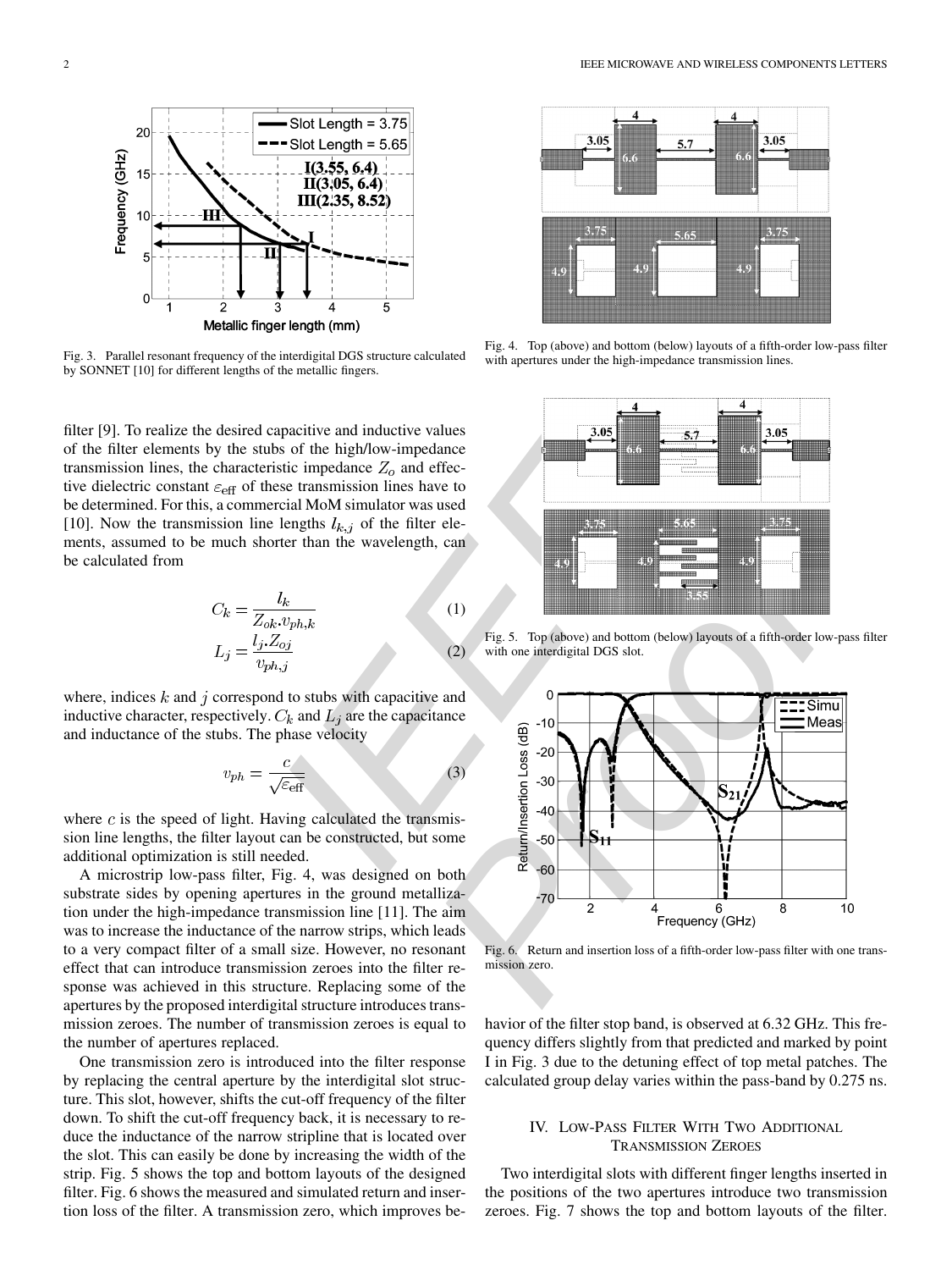Fig. 3. Parallel resonant frequency of the interdigital DGS structure calculated by SONNET [10] for different lengths of the metallic fingers.

Fig. 4. Top (above) and bottom (below) layouts of a fifth-order low-pass filter with apertures under the high-impedance transmission lines.

filter [9]. To realize the desired capacitive and inductive values of the filter elements by the stubs of the high/low-impedance transmission lines, the characteristic impedance $Z_o$ and effective dielectric constant $\varepsilon_{\text{eff}}$ of these transmission lines have to be determined. For this, a commercial MoM simulator was used [10]. Now the transmission line lengths $l_{k,j}$ of the filter elements, assumed to be much shorter than the wavelength, can be calculated from

$$C_k = \frac{l_k}{Z_{ok}.v_{ph,k}} \tag{1}$$

$$L_j = \frac{l_j.Z_{oj}}{v_{ph,j}} \tag{2}$$

where, indices $k$ and $j$ correspond to stubs with capacitive and inductive character, respectively. $C_k$ and $L_j$ are the capacitance and inductance of the stubs. The phase velocity

$$v_{ph} = \frac{c}{\sqrt{\varepsilon_{\text{eff}}}} \tag{3}$$

where $c$ is the speed of light. Having calculated the transmission line lengths, the filter layout can be constructed, but some additional optimization is still needed.

A microstrip low-pass filter, Fig. 4, was designed on both substrate sides by opening apertures in the ground metallization under the high-impedance transmission line [11]. The aim was to increase the inductance of the narrow strips, which leads to a very compact filter of a small size. However, no resonant effect that can introduce transmission zeroes into the filter response was achieved in this structure. Replacing some of the apertures by the proposed interdigital structure introduces transmission zeroes. The number of transmission zeroes is equal to the number of apertures replaced.

One transmission zero is introduced into the filter response by replacing the central aperture by the interdigital slot structure. This slot, however, shifts the cut-off frequency of the filter down. To shift the cut-off frequency back, it is necessary to reduce the inductance of the narrow stripline that is located over the slot. This can easily be done by increasing the width of the strip. Fig. 5 shows the top and bottom layouts of the designed filter. Fig. 6 shows the measured and simulated return and insertion loss of the filter. A transmission zero, which improves behavior of the filter stop band, is observed at 6.32 GHz. This frequency differs slightly from that predicted and marked by point I in Fig. 3 due to the detuning effect of top metal patches. The calculated group delay varies within the pass-band by 0.275 ns.

Fig. 5. Top (above) and bottom (below) layouts of a fifth-order low-pass filter with one interdigital DGS slot.

Fig. 6. Return and insertion loss of a fifth-order low-pass filter with one transmission zero.

## IV. Low-Pass Filter With Two Additional Transmission Zeroes

Two interdigital slots with different finger lengths inserted in the positions of the two apertures introduce two transmission zeroes. Fig. 7 shows the top and bottom layouts of the filter.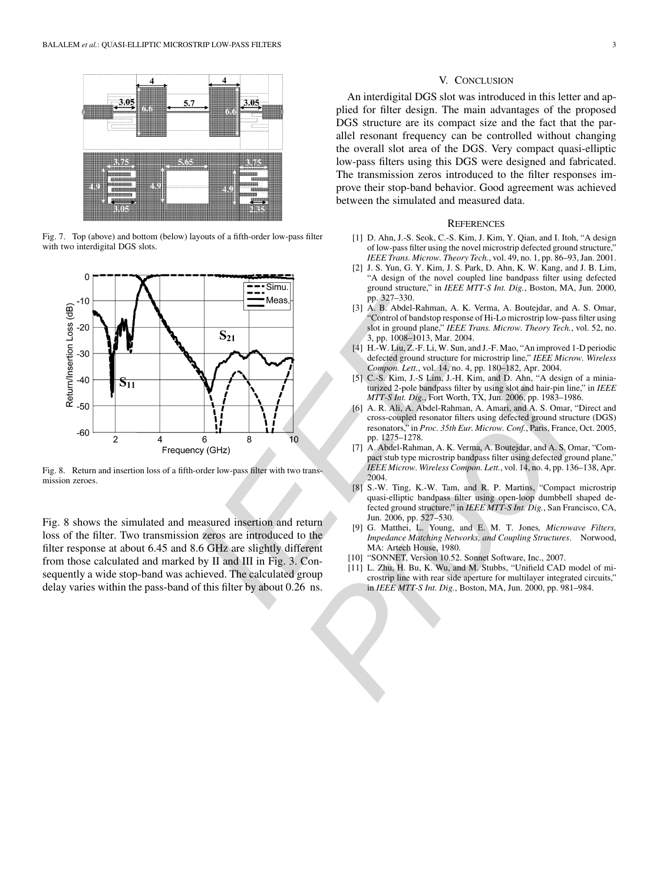4

3.05

5.7

4

3.05

6.6

6.6

3.75

5.65

3.75

4.9

4.9

4.9

3.05

2.35

Fig. 7. Top (above) and bottom (below) layouts of a fifth-order low-pass filter with two interdigital DGS slots.

Return/Insertion Loss (dB)

0

-10

-20

-30

-40

-50

-60

2

4

6

8

10

Frequency (GHz)

Simu.

Meas.

$S_{21}$

$S_{11}$

Fig. 8. Return and insertion loss of a fifth-order low-pass filter with two transmission zeroes.

Fig. 8 shows the simulated and measured insertion and return loss of the filter. Two transmission zeros are introduced to the filter response at about 6.45 and 8.6 GHz are slightly different from those calculated and marked by II and III in Fig. 3. Consequently a wide stop-band was achieved. The calculated group delay varies within the pass-band of this filter by about 0.26 ns.

## V. Conclusion

An interdigital DGS slot was introduced in this letter and applied for filter design. The main advantages of the proposed DGS structure are its compact size and the fact that the parallel resonant frequency can be controlled without changing the overall slot area of the DGS. Very compact quasi-elliptic low-pass filters using this DGS were designed and fabricated. The transmission zeros introduced to the filter responses improve their stop-band behavior. Good agreement was achieved between the simulated and measured data.

## References

[1] D. Ahn, J.-S. Seok, C.-S. Kim, J. Kim, Y. Qian, and I. Itoh, "A design of low-pass filter using the novel microstrip defected ground structure," *IEEE Trans. Microw. Theory Tech.*, vol. 49, no. 1, pp. 86–93, Jan. 2001.

[2] J. S. Yun, G. Y. Kim, J. S. Park, D. Ahn, K. W. Kang, and J. B. Lim, "A design of the novel coupled line bandpass filter using defected ground structure," in *IEEE MTT-S Int. Dig.*, Boston, MA, Jun. 2000, pp. 327–330.

[3] A. B. Abdel-Rahman, A. K. Verma, A. Boutejdar, and A. S. Omar, "Control of bandstop response of Hi-Lo microstrip low-pass filter using slot in ground plane," *IEEE Trans. Microw. Theory Tech.*, vol. 52, no. 3, pp. 1008–1013, Mar. 2004.

[4] H.-W. Liu, Z.-F. Li, W. Sun, and J.-F. Mao, "An improved 1-D periodic defected ground structure for microstrip line," *IEEE Microw. Wireless Compon. Lett.*, vol. 14, no. 4, pp. 180–182, Apr. 2004.

[5] C.-S. Kim, J.-S Lim, J.-H. Kim, and D. Ahn, "A design of a miniaturized 2-pole bandpass filter by using slot and hair-pin line," in *IEEE MTT-S Int. Dig.*, Fort Worth, TX, Jun. 2006, pp. 1983–1986.

[6] A. R. Ali, A. Abdel-Rahman, A. Amari, and A. S. Omar, "Direct and cross-coupled resonator filters using defected ground structure (DGS) resonators," in *Proc. 35th Eur. Microw. Conf.*, Paris, France, Oct. 2005, pp. 1275–1278.

[7] A. Abdel-Rahman, A. K. Verma, A. Boutejdar, and A. S. Omar, "Compact stub type microstrip bandpass filter using defected ground plane," *IEEE Microw. Wireless Compon. Lett.*, vol. 14, no. 4, pp. 136–138, Apr. 2004.

[8] S.-W. Ting, K.-W. Tam, and R. P. Martins, "Compact microstrip quasi-elliptic bandpass filter using open-loop dumbbell shaped defected ground structure," in *IEEE MTT-S Int. Dig.*, San Francisco, CA, Jun. 2006, pp. 527–530.

[9] G. Matthei, L. Young, and E. M. T. Jones, *Microwave Filters, Impedance Matching Networks, and Coupling Structures*. Norwood, MA: Artech House, 1980.

[10] "SONNET, Version 10.52. Sonnet Software, Inc., 2007.

[11] L. Zhu, H. Bu, K. Wu, and M. Stubbs, "Unifield CAD model of microstrip line with rear side aperture for multilayer integrated circuits," in *IEEE MTT-S Int. Dig.*, Boston, MA, Jun. 2000, pp. 981–984.